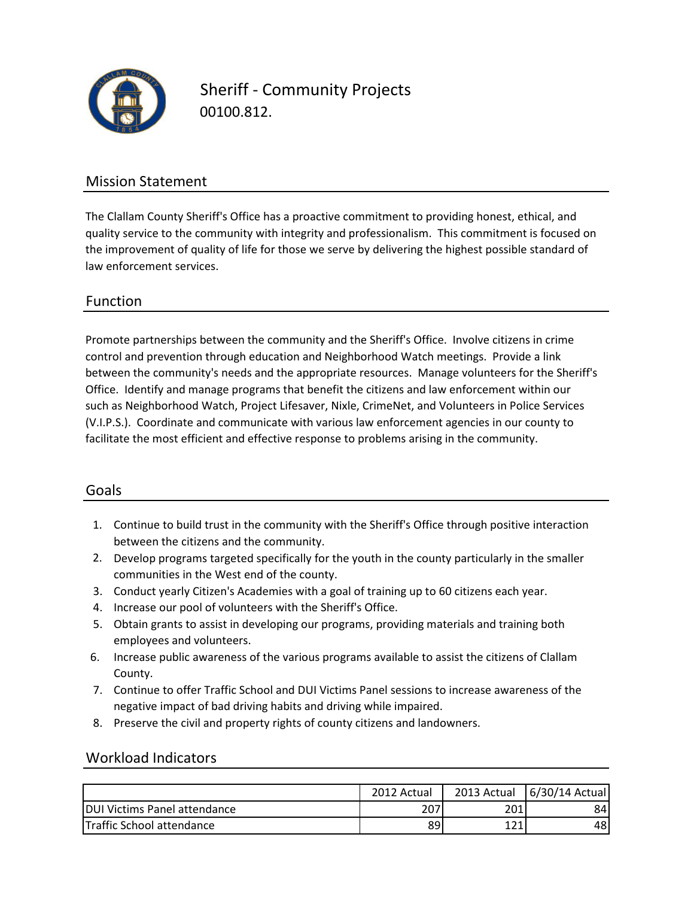# Sheriff - Community Projects

00100.812.

## Mission Statement

The Clallam County Sheriff's Office has a proactive commitment to providing honest, ethical, and quality service to the community with integrity and professionalism. This commitment is focused on the improvement of quality of life for those we serve by delivering the highest possible standard of law enforcement services.

## Function

Promote partnerships between the community and the Sheriff's Office. Involve citizens in crime control and prevention through education and Neighborhood Watch meetings. Provide a link between the community's needs and the appropriate resources. Manage volunteers for the Sheriff's Office. Identify and manage programs that benefit the citizens and law enforcement within our such as Neighborhood Watch, Project Lifesaver, Nixle, CrimeNet, and Volunteers in Police Services (V.I.P.S.). Coordinate and communicate with various law enforcement agencies in our county to facilitate the most efficient and effective response to problems arising in the community.

## Goals

1. Continue to build trust in the community with the Sheriff's Office through positive interaction between the citizens and the community.
2. Develop programs targeted specifically for the youth in the county particularly in the smaller communities in the West end of the county.
3. Conduct yearly Citizen's Academies with a goal of training up to 60 citizens each year.
4. Increase our pool of volunteers with the Sheriff's Office.
5. Obtain grants to assist in developing our programs, providing materials and training both employees and volunteers.
6. Increase public awareness of the various programs available to assist the citizens of Clallam County.
7. Continue to offer Traffic School and DUI Victims Panel sessions to increase awareness of the negative impact of bad driving habits and driving while impaired.
8. Preserve the civil and property rights of county citizens and landowners.

## Workload Indicators

| | 2012 Actual | 2013 Actual | 6/30/14 Actual |
|---|---|---|---|
| DUI Victims Panel attendance | 207 | 201 | 84 |
| Traffic School attendance | 89 | 121 | 48 |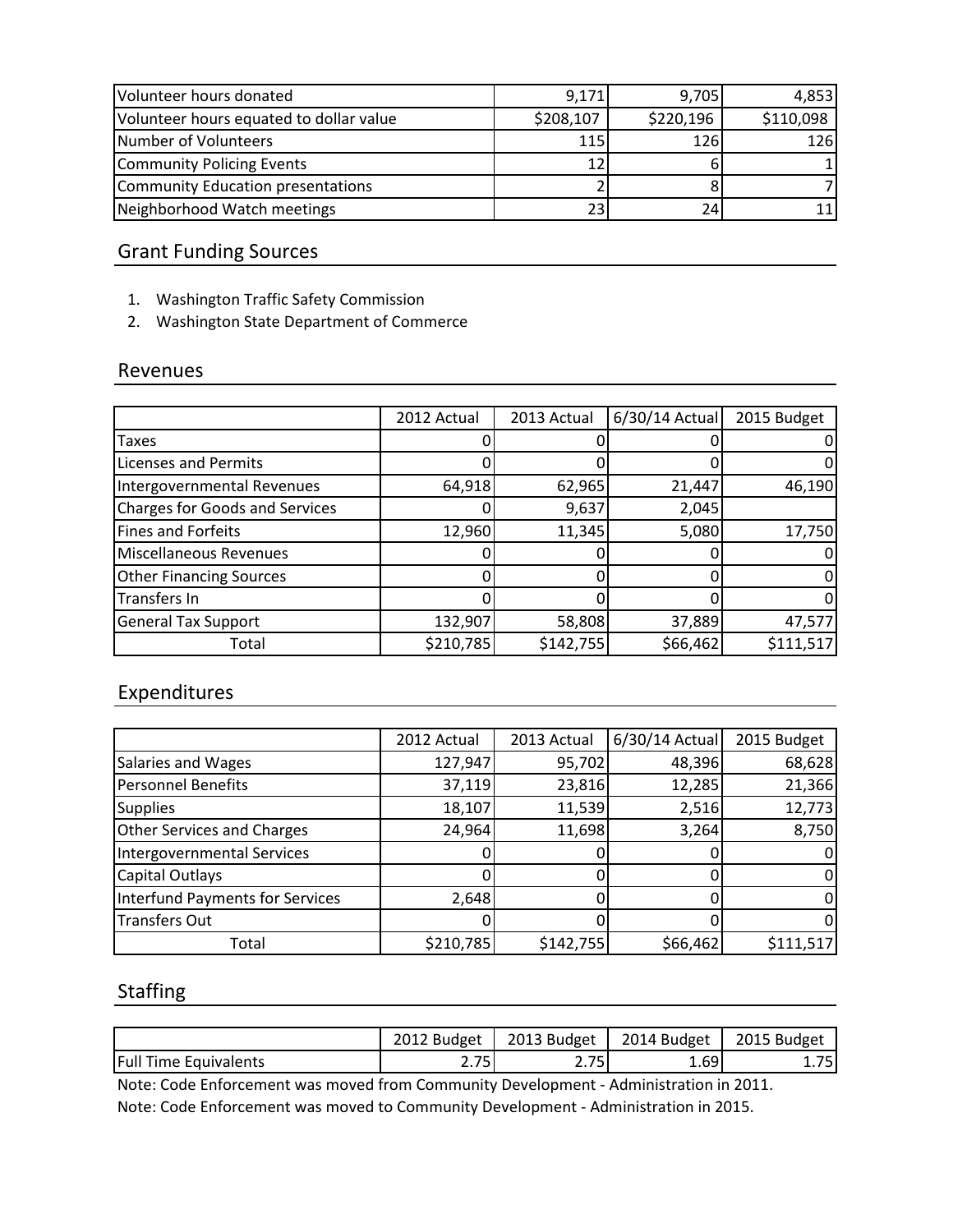| | | | |
|---|---|---|---|
| Volunteer hours donated | 9,171 | 9,705 | 4,853 |
| Volunteer hours equated to dollar value | $208,107 | $220,196 | $110,098 |
| Number of Volunteers | 115 | 126 | 126 |
| Community Policing Events | 12 | 6 | 1 |
| Community Education presentations | 2 | 8 | 7 |
| Neighborhood Watch meetings | 23 | 24 | 11 |

## Grant Funding Sources

1. Washington Traffic Safety Commission
2. Washington State Department of Commerce

## Revenues

| | 2012 Actual | 2013 Actual | 6/30/14 Actual | 2015 Budget |
|---|---|---|---|---|
| Taxes | 0 | 0 | 0 | 0 |
| Licenses and Permits | 0 | 0 | 0 | 0 |
| Intergovernmental Revenues | 64,918 | 62,965 | 21,447 | 46,190 |
| Charges for Goods and Services | 0 | 9,637 | 2,045 | |
| Fines and Forfeits | 12,960 | 11,345 | 5,080 | 17,750 |
| Miscellaneous Revenues | 0 | 0 | 0 | 0 |
| Other Financing Sources | 0 | 0 | 0 | 0 |
| Transfers In | 0 | 0 | 0 | 0 |
| General Tax Support | 132,907 | 58,808 | 37,889 | 47,577 |
| Total | $210,785 | $142,755 | $66,462 | $111,517 |

## Expenditures

| | 2012 Actual | 2013 Actual | 6/30/14 Actual | 2015 Budget |
|---|---|---|---|---|
| Salaries and Wages | 127,947 | 95,702 | 48,396 | 68,628 |
| Personnel Benefits | 37,119 | 23,816 | 12,285 | 21,366 |
| Supplies | 18,107 | 11,539 | 2,516 | 12,773 |
| Other Services and Charges | 24,964 | 11,698 | 3,264 | 8,750 |
| Intergovernmental Services | 0 | 0 | 0 | 0 |
| Capital Outlays | 0 | 0 | 0 | 0 |
| Interfund Payments for Services | 2,648 | 0 | 0 | 0 |
| Transfers Out | 0 | 0 | 0 | 0 |
| Total | $210,785 | $142,755 | $66,462 | $111,517 |

## Staffing

| | 2012 Budget | 2013 Budget | 2014 Budget | 2015 Budget |
|---|---|---|---|---|
| Full Time Equivalents | 2.75 | 2.75 | 1.69 | 1.75 |

Note: Code Enforcement was moved from Community Development - Administration in 2011.

Note: Code Enforcement was moved to Community Development - Administration in 2015.